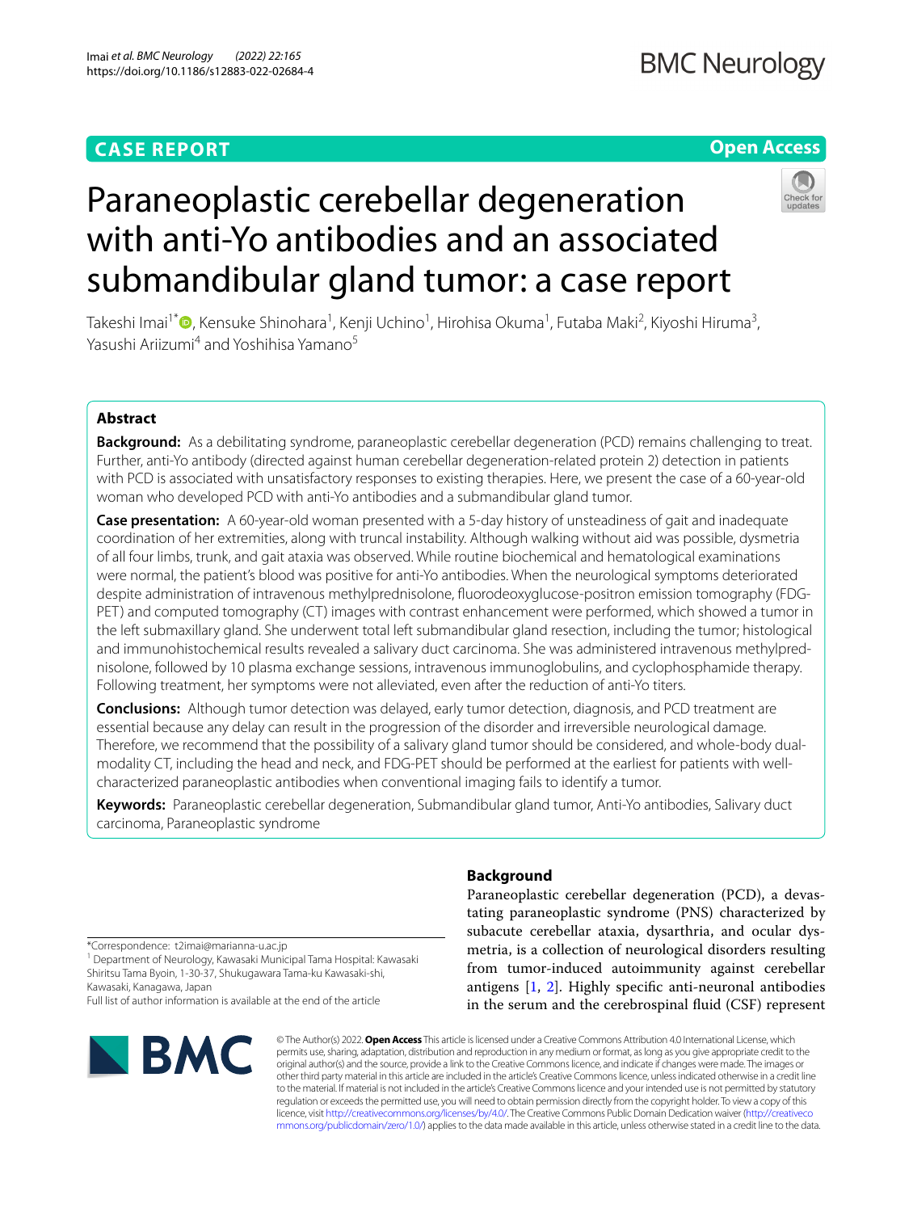CASE REPORT

Open Access

# Paraneoplastic cerebellar degeneration with anti-Yo antibodies and an associated submandibular gland tumor: a case report

Takeshi Imai[1*], Kensuke Shinohara[1], Kenji Uchino[1], Hirohisa Okuma[1], Futaba Maki[2], Kiyoshi Hiruma[3], Yasushi Ariizumi[4] and Yoshihisa Yamano[5]

## Abstract

**Background:** As a debilitating syndrome, paraneoplastic cerebellar degeneration (PCD) remains challenging to treat. Further, anti-Yo antibody (directed against human cerebellar degeneration-related protein 2) detection in patients with PCD is associated with unsatisfactory responses to existing therapies. Here, we present the case of a 60-year-old woman who developed PCD with anti-Yo antibodies and a submandibular gland tumor.

**Case presentation:** A 60-year-old woman presented with a 5-day history of unsteadiness of gait and inadequate coordination of her extremities, along with truncal instability. Although walking without aid was possible, dysmetria of all four limbs, trunk, and gait ataxia was observed. While routine biochemical and hematological examinations were normal, the patient's blood was positive for anti-Yo antibodies. When the neurological symptoms deteriorated despite administration of intravenous methylprednisolone, fluorodeoxyglucose-positron emission tomography (FDG-PET) and computed tomography (CT) images with contrast enhancement were performed, which showed a tumor in the left submaxillary gland. She underwent total left submandibular gland resection, including the tumor; histological and immunohistochemical results revealed a salivary duct carcinoma. She was administered intravenous methylprednisolone, followed by 10 plasma exchange sessions, intravenous immunoglobulins, and cyclophosphamide therapy. Following treatment, her symptoms were not alleviated, even after the reduction of anti-Yo titers.

**Conclusions:** Although tumor detection was delayed, early tumor detection, diagnosis, and PCD treatment are essential because any delay can result in the progression of the disorder and irreversible neurological damage. Therefore, we recommend that the possibility of a salivary gland tumor should be considered, and whole-body dual-modality CT, including the head and neck, and FDG-PET should be performed at the earliest for patients with well-characterized paraneoplastic antibodies when conventional imaging fails to identify a tumor.

**Keywords:** Paraneoplastic cerebellar degeneration, Submandibular gland tumor, Anti-Yo antibodies, Salivary duct carcinoma, Paraneoplastic syndrome

## Background

Paraneoplastic cerebellar degeneration (PCD), a devastating paraneoplastic syndrome (PNS) characterized by subacute cerebellar ataxia, dysarthria, and ocular dysmetria, is a collection of neurological disorders resulting from tumor-induced autoimmunity against cerebellar antigens [1, 2]. Highly specific anti-neuronal antibodies in the serum and the cerebrospinal fluid (CSF) represent

*Correspondence: t2imai@marianna-u.ac.jp

[1] Department of Neurology, Kawasaki Municipal Tama Hospital: Kawasaki Shiritsu Tama Byoin, 1-30-37, Shukugawara Tama-ku Kawasaki-shi, Kawasaki, Kanagawa, Japan

Full list of author information is available at the end of the article

© The Author(s) 2022. **Open Access** This article is licensed under a Creative Commons Attribution 4.0 International License, which permits use, sharing, adaptation, distribution and reproduction in any medium or format, as long as you give appropriate credit to the original author(s) and the source, provide a link to the Creative Commons licence, and indicate if changes were made. The images or other third party material in this article are included in the article's Creative Commons licence, unless indicated otherwise in a credit line to the material. If material is not included in the article's Creative Commons licence and your intended use is not permitted by statutory regulation or exceeds the permitted use, you will need to obtain permission directly from the copyright holder. To view a copy of this licence, visit http://creativecommons.org/licenses/by/4.0/. The Creative Commons Public Domain Dedication waiver (http://creativecommons.org/publicdomain/zero/1.0/) applies to the data made available in this article, unless otherwise stated in a credit line to the data.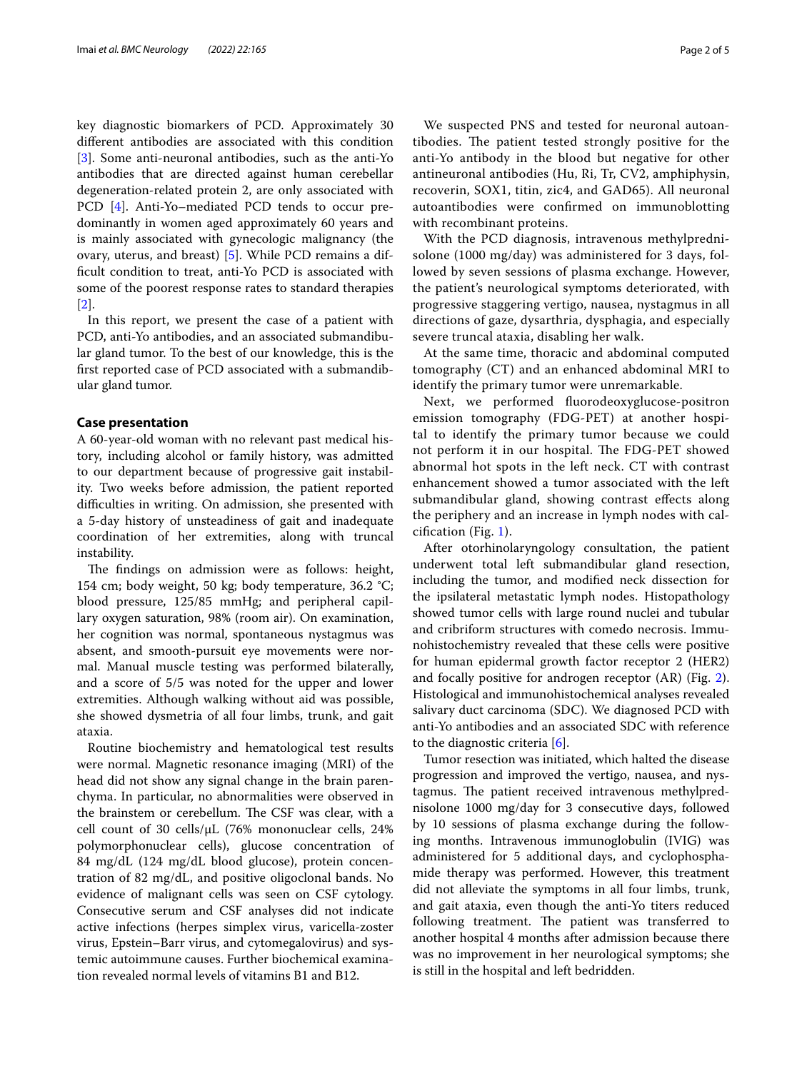key diagnostic biomarkers of PCD. Approximately 30 different antibodies are associated with this condition [3]. Some anti-neuronal antibodies, such as the anti-Yo antibodies that are directed against human cerebellar degeneration-related protein 2, are only associated with PCD [4]. Anti-Yo–mediated PCD tends to occur predominantly in women aged approximately 60 years and is mainly associated with gynecologic malignancy (the ovary, uterus, and breast) [5]. While PCD remains a difficult condition to treat, anti-Yo PCD is associated with some of the poorest response rates to standard therapies [2].

In this report, we present the case of a patient with PCD, anti-Yo antibodies, and an associated submandibular gland tumor. To the best of our knowledge, this is the first reported case of PCD associated with a submandibular gland tumor.

## Case presentation

A 60-year-old woman with no relevant past medical history, including alcohol or family history, was admitted to our department because of progressive gait instability. Two weeks before admission, the patient reported difficulties in writing. On admission, she presented with a 5-day history of unsteadiness of gait and inadequate coordination of her extremities, along with truncal instability.

The findings on admission were as follows: height, 154 cm; body weight, 50 kg; body temperature, 36.2 °C; blood pressure, 125/85 mmHg; and peripheral capillary oxygen saturation, 98% (room air). On examination, her cognition was normal, spontaneous nystagmus was absent, and smooth-pursuit eye movements were normal. Manual muscle testing was performed bilaterally, and a score of 5/5 was noted for the upper and lower extremities. Although walking without aid was possible, she showed dysmetria of all four limbs, trunk, and gait ataxia.

Routine biochemistry and hematological test results were normal. Magnetic resonance imaging (MRI) of the head did not show any signal change in the brain parenchyma. In particular, no abnormalities were observed in the brainstem or cerebellum. The CSF was clear, with a cell count of 30 cells/μL (76% mononuclear cells, 24% polymorphonuclear cells), glucose concentration of 84 mg/dL (124 mg/dL blood glucose), protein concentration of 82 mg/dL, and positive oligoclonal bands. No evidence of malignant cells was seen on CSF cytology. Consecutive serum and CSF analyses did not indicate active infections (herpes simplex virus, varicella-zoster virus, Epstein–Barr virus, and cytomegalovirus) and systemic autoimmune causes. Further biochemical examination revealed normal levels of vitamins B1 and B12.

We suspected PNS and tested for neuronal autoantibodies. The patient tested strongly positive for the anti-Yo antibody in the blood but negative for other antineuronal antibodies (Hu, Ri, Tr, CV2, amphiphysin, recoverin, SOX1, titin, zic4, and GAD65). All neuronal autoantibodies were confirmed on immunoblotting with recombinant proteins.

With the PCD diagnosis, intravenous methylprednisolone (1000 mg/day) was administered for 3 days, followed by seven sessions of plasma exchange. However, the patient's neurological symptoms deteriorated, with progressive staggering vertigo, nausea, nystagmus in all directions of gaze, dysarthria, dysphagia, and especially severe truncal ataxia, disabling her walk.

At the same time, thoracic and abdominal computed tomography (CT) and an enhanced abdominal MRI to identify the primary tumor were unremarkable.

Next, we performed fluorodeoxyglucose-positron emission tomography (FDG-PET) at another hospital to identify the primary tumor because we could not perform it in our hospital. The FDG-PET showed abnormal hot spots in the left neck. CT with contrast enhancement showed a tumor associated with the left submandibular gland, showing contrast effects along the periphery and an increase in lymph nodes with calcification (Fig. 1).

After otorhinolaryngology consultation, the patient underwent total left submandibular gland resection, including the tumor, and modified neck dissection for the ipsilateral metastatic lymph nodes. Histopathology showed tumor cells with large round nuclei and tubular and cribriform structures with comedo necrosis. Immunohistochemistry revealed that these cells were positive for human epidermal growth factor receptor 2 (HER2) and focally positive for androgen receptor (AR) (Fig. 2). Histological and immunohistochemical analyses revealed salivary duct carcinoma (SDC). We diagnosed PCD with anti-Yo antibodies and an associated SDC with reference to the diagnostic criteria [6].

Tumor resection was initiated, which halted the disease progression and improved the vertigo, nausea, and nystagmus. The patient received intravenous methylprednisolone 1000 mg/day for 3 consecutive days, followed by 10 sessions of plasma exchange during the following months. Intravenous immunoglobulin (IVIG) was administered for 5 additional days, and cyclophosphamide therapy was performed. However, this treatment did not alleviate the symptoms in all four limbs, trunk, and gait ataxia, even though the anti-Yo titers reduced following treatment. The patient was transferred to another hospital 4 months after admission because there was no improvement in her neurological symptoms; she is still in the hospital and left bedridden.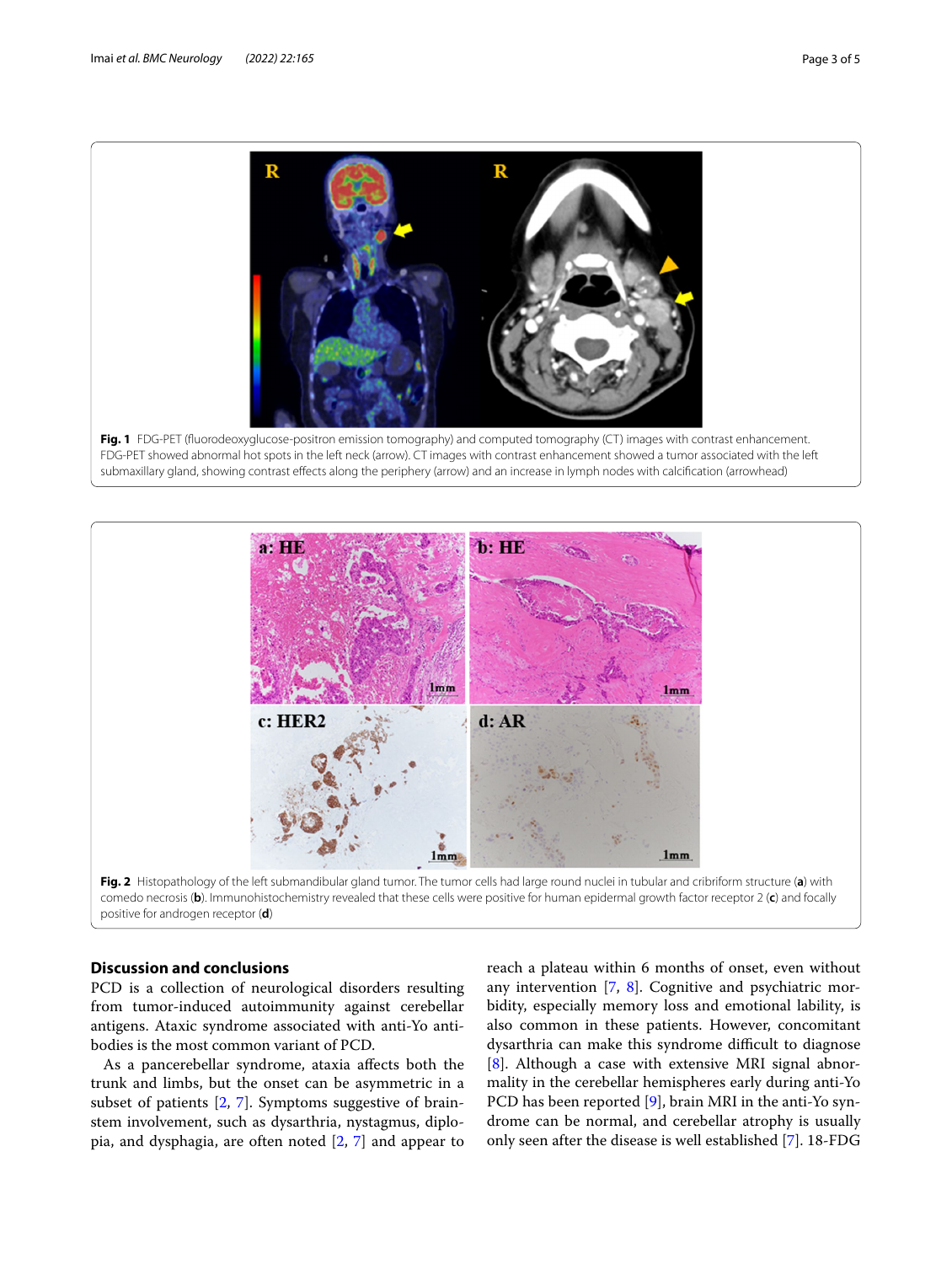**Fig. 1** FDG-PET (fluorodeoxyglucose-positron emission tomography) and computed tomography (CT) images with contrast enhancement. FDG-PET showed abnormal hot spots in the left neck (arrow). CT images with contrast enhancement showed a tumor associated with the left submaxillary gland, showing contrast effects along the periphery (arrow) and an increase in lymph nodes with calcification (arrowhead)

**Fig. 2** Histopathology of the left submandibular gland tumor. The tumor cells had large round nuclei in tubular and cribriform structure (**a**) with comedo necrosis (**b**). Immunohistochemistry revealed that these cells were positive for human epidermal growth factor receptor 2 (**c**) and focally positive for androgen receptor (**d**)

## Discussion and conclusions

PCD is a collection of neurological disorders resulting from tumor-induced autoimmunity against cerebellar antigens. Ataxic syndrome associated with anti-Yo antibodies is the most common variant of PCD.

As a pancerebellar syndrome, ataxia affects both the trunk and limbs, but the onset can be asymmetric in a subset of patients [2, 7]. Symptoms suggestive of brainstem involvement, such as dysarthria, nystagmus, diplopia, and dysphagia, are often noted [2, 7] and appear to reach a plateau within 6 months of onset, even without any intervention [7, 8]. Cognitive and psychiatric morbidity, especially memory loss and emotional lability, is also common in these patients. However, concomitant dysarthria can make this syndrome difficult to diagnose [8]. Although a case with extensive MRI signal abnormality in the cerebellar hemispheres early during anti-Yo PCD has been reported [9], brain MRI in the anti-Yo syndrome can be normal, and cerebellar atrophy is usually only seen after the disease is well established [7]. 18-FDG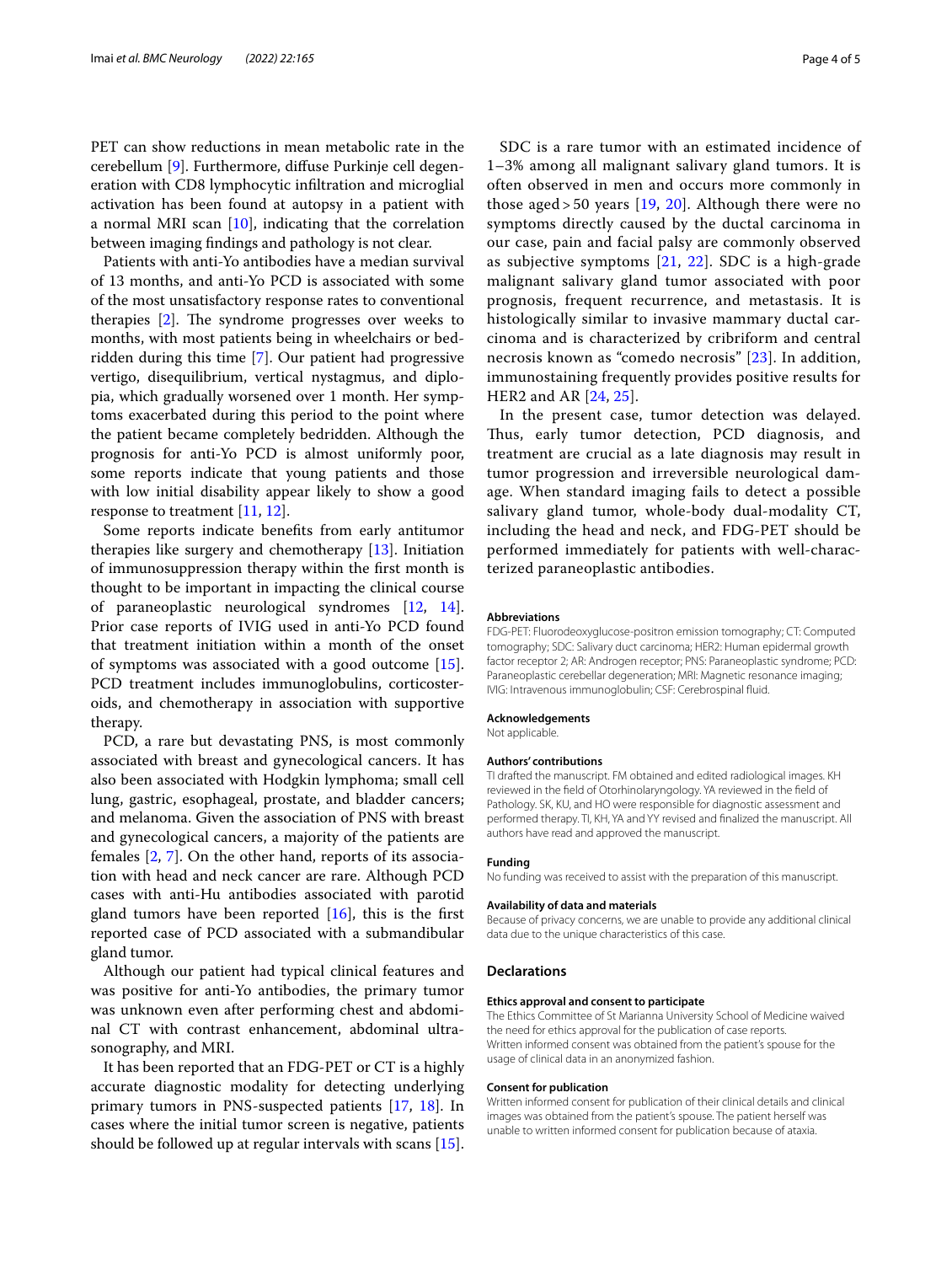PET can show reductions in mean metabolic rate in the cerebellum [9]. Furthermore, diffuse Purkinje cell degeneration with CD8 lymphocytic infiltration and microglial activation has been found at autopsy in a patient with a normal MRI scan [10], indicating that the correlation between imaging findings and pathology is not clear.

Patients with anti-Yo antibodies have a median survival of 13 months, and anti-Yo PCD is associated with some of the most unsatisfactory response rates to conventional therapies [2]. The syndrome progresses over weeks to months, with most patients being in wheelchairs or bedridden during this time [7]. Our patient had progressive vertigo, disequilibrium, vertical nystagmus, and diplopia, which gradually worsened over 1 month. Her symptoms exacerbated during this period to the point where the patient became completely bedridden. Although the prognosis for anti-Yo PCD is almost uniformly poor, some reports indicate that young patients and those with low initial disability appear likely to show a good response to treatment [11, 12].

Some reports indicate benefits from early antitumor therapies like surgery and chemotherapy [13]. Initiation of immunosuppression therapy within the first month is thought to be important in impacting the clinical course of paraneoplastic neurological syndromes [12, 14]. Prior case reports of IVIG used in anti-Yo PCD found that treatment initiation within a month of the onset of symptoms was associated with a good outcome [15]. PCD treatment includes immunoglobulins, corticosteroids, and chemotherapy in association with supportive therapy.

PCD, a rare but devastating PNS, is most commonly associated with breast and gynecological cancers. It has also been associated with Hodgkin lymphoma; small cell lung, gastric, esophageal, prostate, and bladder cancers; and melanoma. Given the association of PNS with breast and gynecological cancers, a majority of the patients are females [2, 7]. On the other hand, reports of its association with head and neck cancer are rare. Although PCD cases with anti-Hu antibodies associated with parotid gland tumors have been reported [16], this is the first reported case of PCD associated with a submandibular gland tumor.

Although our patient had typical clinical features and was positive for anti-Yo antibodies, the primary tumor was unknown even after performing chest and abdominal CT with contrast enhancement, abdominal ultrasonography, and MRI.

It has been reported that an FDG-PET or CT is a highly accurate diagnostic modality for detecting underlying primary tumors in PNS-suspected patients [17, 18]. In cases where the initial tumor screen is negative, patients should be followed up at regular intervals with scans [15].

SDC is a rare tumor with an estimated incidence of 1–3% among all malignant salivary gland tumors. It is often observed in men and occurs more commonly in those aged > 50 years [19, 20]. Although there were no symptoms directly caused by the ductal carcinoma in our case, pain and facial palsy are commonly observed as subjective symptoms [21, 22]. SDC is a high-grade malignant salivary gland tumor associated with poor prognosis, frequent recurrence, and metastasis. It is histologically similar to invasive mammary ductal carcinoma and is characterized by cribriform and central necrosis known as "comedo necrosis" [23]. In addition, immunostaining frequently provides positive results for HER2 and AR [24, 25].

In the present case, tumor detection was delayed. Thus, early tumor detection, PCD diagnosis, and treatment are crucial as a late diagnosis may result in tumor progression and irreversible neurological damage. When standard imaging fails to detect a possible salivary gland tumor, whole-body dual-modality CT, including the head and neck, and FDG-PET should be performed immediately for patients with well-characterized paraneoplastic antibodies.

#### Abbreviations

FDG-PET: Fluorodeoxyglucose-positron emission tomography; CT: Computed tomography; SDC: Salivary duct carcinoma; HER2: Human epidermal growth factor receptor 2; AR: Androgen receptor; PNS: Paraneoplastic syndrome; PCD: Paraneoplastic cerebellar degeneration; MRI: Magnetic resonance imaging; IVIG: Intravenous immunoglobulin; CSF: Cerebrospinal fluid.

#### Acknowledgements

Not applicable.

#### Authors' contributions

TI drafted the manuscript. FM obtained and edited radiological images. KH reviewed in the field of Otorhinolaryngology. YA reviewed in the field of Pathology. SK, KU, and HO were responsible for diagnostic assessment and performed therapy. TI, KH, YA and YY revised and finalized the manuscript. All authors have read and approved the manuscript.

#### Funding

No funding was received to assist with the preparation of this manuscript.

#### Availability of data and materials

Because of privacy concerns, we are unable to provide any additional clinical data due to the unique characteristics of this case.

## Declarations

#### Ethics approval and consent to participate

The Ethics Committee of St Marianna University School of Medicine waived the need for ethics approval for the publication of case reports. Written informed consent was obtained from the patient's spouse for the usage of clinical data in an anonymized fashion.

#### Consent for publication

Written informed consent for publication of their clinical details and clinical images was obtained from the patient's spouse. The patient herself was unable to written informed consent for publication because of ataxia.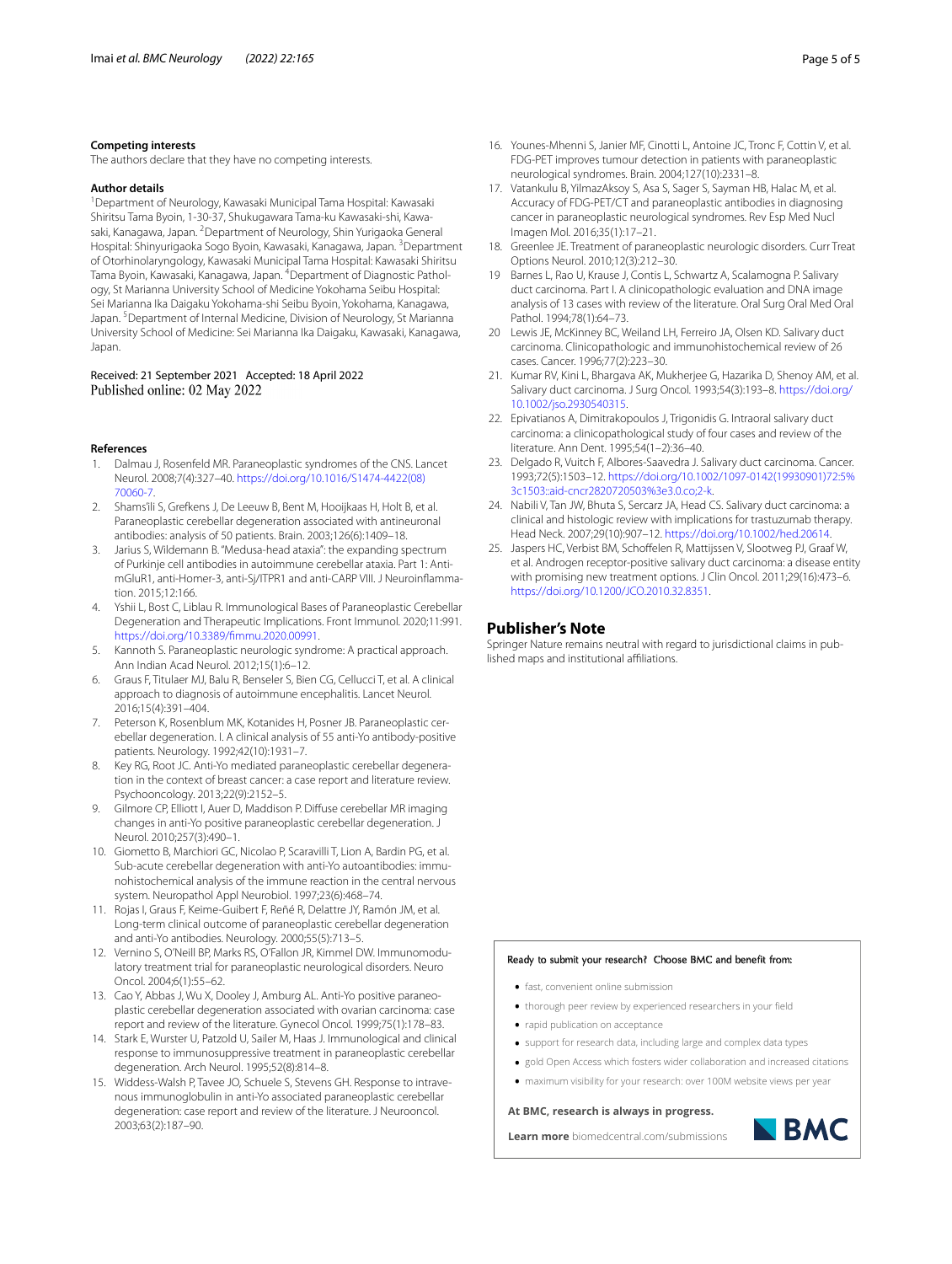### Competing interests

The authors declare that they have no competing interests.

### Author details

[1]Department of Neurology, Kawasaki Municipal Tama Hospital: Kawasaki Shiritsu Tama Byoin, 1-30-37, Shukugawara Tama-ku Kawasaki-shi, Kawasaki, Kanagawa, Japan. [2]Department of Neurology, Shin Yurigaoka General Hospital: Shinyurigaoka Sogo Byoin, Kawasaki, Kanagawa, Japan. [3]Department of Otorhinolaryngology, Kawasaki Municipal Tama Hospital: Kawasaki Shiritsu Tama Byoin, Kawasaki, Kanagawa, Japan. [4]Department of Diagnostic Pathology, St Marianna University School of Medicine Yokohama Seibu Hospital: Sei Marianna Ika Daigaku Yokohama-shi Seibu Byoin, Yokohama, Kanagawa, Japan. [5]Department of Internal Medicine, Division of Neurology, St Marianna University School of Medicine: Sei Marianna Ika Daigaku, Kawasaki, Kanagawa, Japan.

Received: 21 September 2021 Accepted: 18 April 2022
Published online: 02 May 2022

### References

1. Dalmau J, Rosenfeld MR. Paraneoplastic syndromes of the CNS. Lancet Neurol. 2008;7(4):327–40. https://doi.org/10.1016/S1474-4422(08)70060-7.
2. Shams'ili S, Grefkens J, De Leeuw B, Bent M, Hooijkaas H, Holt B, et al. Paraneoplastic cerebellar degeneration associated with antineuronal antibodies: analysis of 50 patients. Brain. 2003;126(6):1409–18.
3. Jarius S, Wildemann B. "Medusa-head ataxia": the expanding spectrum of Purkinje cell antibodies in autoimmune cerebellar ataxia. Part 1: Anti-mGluR1, anti-Homer-3, anti-Sj/ITPR1 and anti-CARP VIII. J Neuroinflammation. 2015;12:166.
4. Yshii L, Bost C, Liblau R. Immunological Bases of Paraneoplastic Cerebellar Degeneration and Therapeutic Implications. Front Immunol. 2020;11:991. https://doi.org/10.3389/fimmu.2020.00991.
5. Kannoth S. Paraneoplastic neurologic syndrome: A practical approach. Ann Indian Acad Neurol. 2012;15(1):6–12.
6. Graus F, Titulaer MJ, Balu R, Benseler S, Bien CG, Cellucci T, et al. A clinical approach to diagnosis of autoimmune encephalitis. Lancet Neurol. 2016;15(4):391–404.
7. Peterson K, Rosenblum MK, Kotanides H, Posner JB. Paraneoplastic cerebellar degeneration. I. A clinical analysis of 55 anti-Yo antibody-positive patients. Neurology. 1992;42(10):1931–7.
8. Key RG, Root JC. Anti-Yo mediated paraneoplastic cerebellar degeneration in the context of breast cancer: a case report and literature review. Psychooncology. 2013;22(9):2152–5.
9. Gilmore CP, Elliott I, Auer D, Maddison P. Diffuse cerebellar MR imaging changes in anti-Yo positive paraneoplastic cerebellar degeneration. J Neurol. 2010;257(3):490–1.
10. Giometto B, Marchiori GC, Nicolao P, Scaravilli T, Lion A, Bardin PG, et al. Sub-acute cerebellar degeneration with anti-Yo autoantibodies: immunohistochemical analysis of the immune reaction in the central nervous system. Neuropathol Appl Neurobiol. 1997;23(6):468–74.
11. Rojas I, Graus F, Keime-Guibert F, Reñé R, Delattre JY, Ramón JM, et al. Long-term clinical outcome of paraneoplastic cerebellar degeneration and anti-Yo antibodies. Neurology. 2000;55(5):713–5.
12. Vernino S, O'Neill BP, Marks RS, O'Fallon JR, Kimmel DW. Immunomodulatory treatment trial for paraneoplastic neurological disorders. Neuro Oncol. 2004;6(1):55–62.
13. Cao Y, Abbas J, Wu X, Dooley J, Amburg AL. Anti-Yo positive paraneoplastic cerebellar degeneration associated with ovarian carcinoma: case report and review of the literature. Gynecol Oncol. 1999;75(1):178–83.
14. Stark E, Wurster U, Patzold U, Sailer M, Haas J. Immunological and clinical response to immunosuppressive treatment in paraneoplastic cerebellar degeneration. Arch Neurol. 1995;52(8):814–8.
15. Widdess-Walsh P, Tavee JO, Schuele S, Stevens GH. Response to intravenous immunoglobulin in anti-Yo associated paraneoplastic cerebellar degeneration: case report and review of the literature. J Neurooncol. 2003;63(2):187–90.
16. Younes-Mhenni S, Janier MF, Cinotti L, Antoine JC, Tronc F, Cottin V, et al. FDG-PET improves tumour detection in patients with paraneoplastic neurological syndromes. Brain. 2004;127(10):2331–8.
17. Vatankulu B, YilmazAksoy S, Asa S, Sager S, Sayman HB, Halac M, et al. Accuracy of FDG-PET/CT and paraneoplastic antibodies in diagnosing cancer in paraneoplastic neurological syndromes. Rev Esp Med Nucl Imagen Mol. 2016;35(1):17–21.
18. Greenlee JE. Treatment of paraneoplastic neurologic disorders. Curr Treat Options Neurol. 2010;12(3):212–30.
19. Barnes L, Rao U, Krause J, Contis L, Schwartz A, Scalamogna P. Salivary duct carcinoma. Part I. A clinicopathologic evaluation and DNA image analysis of 13 cases with review of the literature. Oral Surg Oral Med Oral Pathol. 1994;78(1):64–73.
20. Lewis JE, McKinney BC, Weiland LH, Ferreiro JA, Olsen KD. Salivary duct carcinoma. Clinicopathologic and immunohistochemical review of 26 cases. Cancer. 1996;77(2):223–30.
21. Kumar RV, Kini L, Bhargava AK, Mukherjee G, Hazarika D, Shenoy AM, et al. Salivary duct carcinoma. J Surg Oncol. 1993;54(3):193–8. https://doi.org/10.1002/jso.2930540315.
22. Epivatianos A, Dimitrakopoulos J, Trigonidis G. Intraoral salivary duct carcinoma: a clinicopathological study of four cases and review of the literature. Ann Dent. 1995;54(1–2):36–40.
23. Delgado R, Vuitch F, Albores-Saavedra J. Salivary duct carcinoma. Cancer. 1993;72(5):1503–12. https://doi.org/10.1002/1097-0142(19930901)72:5%3c1503::aid-cncr2820720503%3e3.0.co;2-k.
24. Nabili V, Tan JW, Bhuta S, Sercarz JA, Head CS. Salivary duct carcinoma: a clinical and histologic review with implications for trastuzumab therapy. Head Neck. 2007;29(10):907–12. https://doi.org/10.1002/hed.20614.
25. Jaspers HC, Verbist BM, Schoffelen R, Mattijssen V, Slootweg PJ, Graaf W, et al. Androgen receptor-positive salivary duct carcinoma: a disease entity with promising new treatment options. J Clin Oncol. 2011;29(16):473–6. https://doi.org/10.1200/JCO.2010.32.8351.

## Publisher's Note

Springer Nature remains neutral with regard to jurisdictional claims in published maps and institutional affiliations.

Ready to submit your research? Choose BMC and benefit from:

- fast, convenient online submission
- thorough peer review by experienced researchers in your field
- rapid publication on acceptance
- support for research data, including large and complex data types
- gold Open Access which fosters wider collaboration and increased citations
- maximum visibility for your research: over 100M website views per year

**At BMC, research is always in progress.**

**Learn more** biomedcentral.com/submissions

BMC